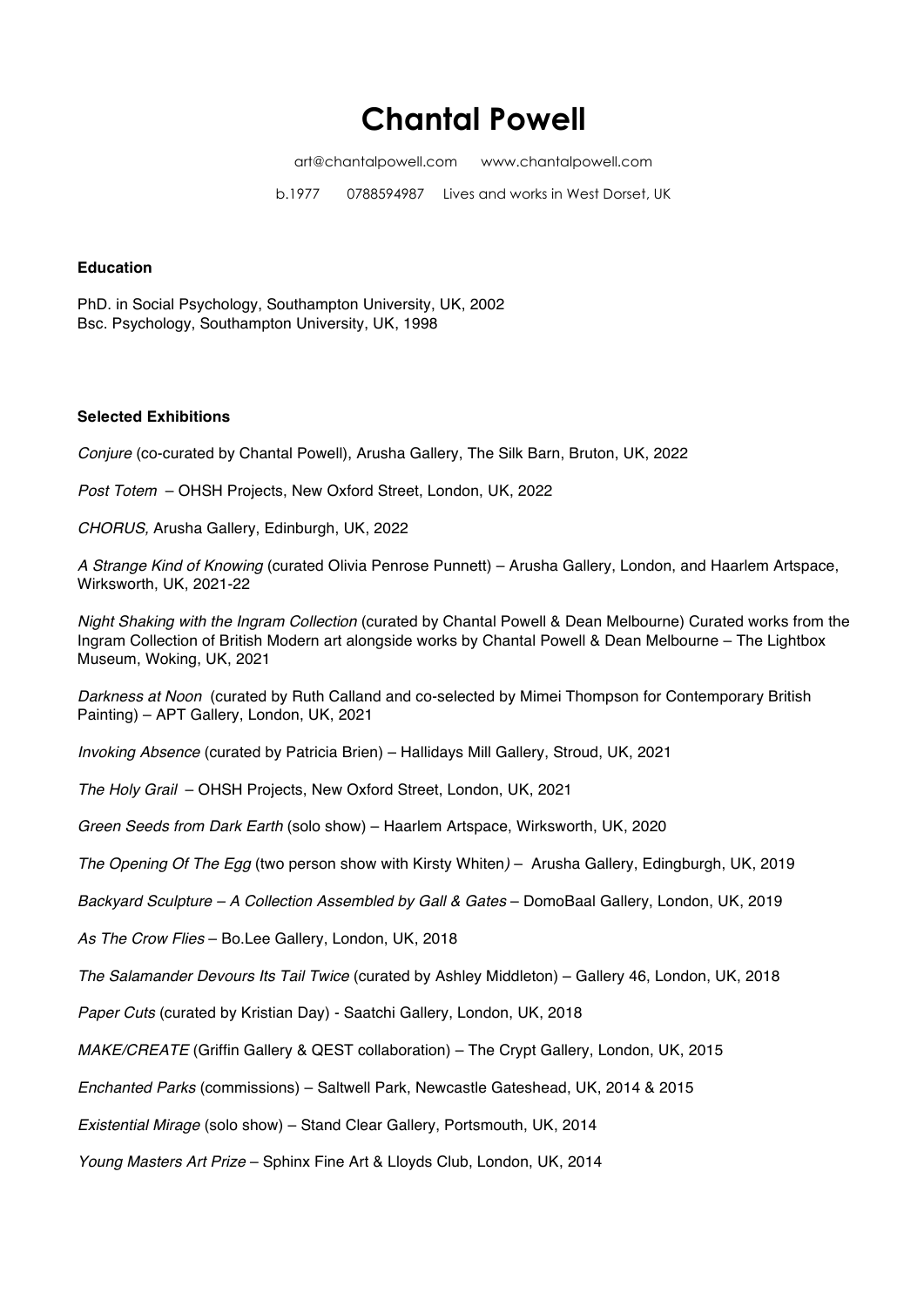# Chantal Powell

art@chantalpowell.com www.chantalpowell.com

b.1977 0788594987 Lives and works in West Dorset, UK

**Education**

PhD. in Social Psychology, Southampton University, UK, 2002
Bsc. Psychology, Southampton University, UK, 1998

**Selected Exhibitions**

*Conjure* (co-curated by Chantal Powell), Arusha Gallery, The Silk Barn, Bruton, UK, 2022

*Post Totem* – OHSH Projects, New Oxford Street, London, UK, 2022

*CHORUS,* Arusha Gallery, Edinburgh, UK, 2022

*A Strange Kind of Knowing* (curated Olivia Penrose Punnett) – Arusha Gallery, London, and Haarlem Artspace, Wirksworth, UK, 2021-22

*Night Shaking with the Ingram Collection* (curated by Chantal Powell & Dean Melbourne) Curated works from the Ingram Collection of British Modern art alongside works by Chantal Powell & Dean Melbourne – The Lightbox Museum, Woking, UK, 2021

*Darkness at Noon* (curated by Ruth Calland and co-selected by Mimei Thompson for Contemporary British Painting) – APT Gallery, London, UK, 2021

*Invoking Absence* (curated by Patricia Brien) – Hallidays Mill Gallery, Stroud, UK, 2021

*The Holy Grail* – OHSH Projects, New Oxford Street, London, UK, 2021

*Green Seeds from Dark Earth* (solo show) – Haarlem Artspace, Wirksworth, UK, 2020

*The Opening Of The Egg* (two person show with Kirsty Whiten*)* – Arusha Gallery, Edingburgh, UK, 2019

*Backyard Sculpture – A Collection Assembled by Gall & Gates* – DomoBaal Gallery, London, UK, 2019

*As The Crow Flies* – Bo.Lee Gallery, London, UK, 2018

*The Salamander Devours Its Tail Twice* (curated by Ashley Middleton) – Gallery 46, London, UK, 2018

*Paper Cuts* (curated by Kristian Day) - Saatchi Gallery, London, UK, 2018

*MAKE/CREATE* (Griffin Gallery & QEST collaboration) – The Crypt Gallery, London, UK, 2015

*Enchanted Parks* (commissions) – Saltwell Park, Newcastle Gateshead, UK, 2014 & 2015

*Existential Mirage* (solo show) – Stand Clear Gallery, Portsmouth, UK, 2014

*Young Masters Art Prize* – Sphinx Fine Art & Lloyds Club, London, UK, 2014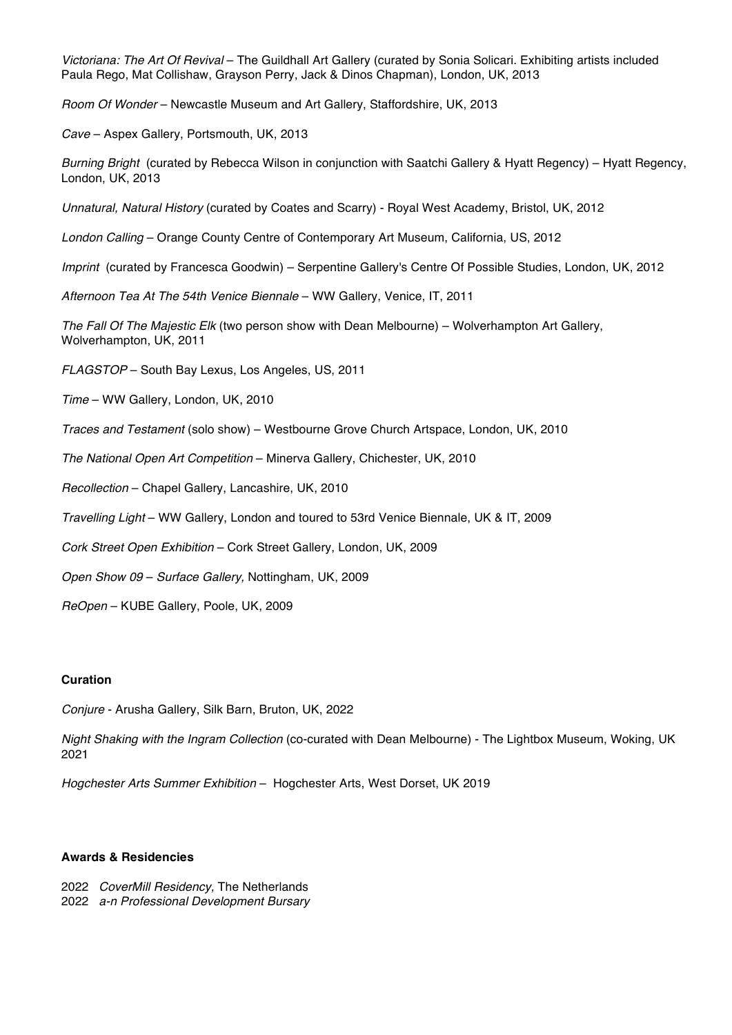*Victoriana: The Art Of Revival* – The Guildhall Art Gallery (curated by Sonia Solicari. Exhibiting artists included Paula Rego, Mat Collishaw, Grayson Perry, Jack & Dinos Chapman), London, UK, 2013

*Room Of Wonder* – Newcastle Museum and Art Gallery, Staffordshire, UK, 2013

*Cave* – Aspex Gallery, Portsmouth, UK, 2013

*Burning Bright* (curated by Rebecca Wilson in conjunction with Saatchi Gallery & Hyatt Regency) – Hyatt Regency, London, UK, 2013

*Unnatural, Natural History* (curated by Coates and Scarry) - Royal West Academy, Bristol, UK, 2012

*London Calling* – Orange County Centre of Contemporary Art Museum, California, US, 2012

*Imprint* (curated by Francesca Goodwin) – Serpentine Gallery's Centre Of Possible Studies, London, UK, 2012

*Afternoon Tea At The 54th Venice Biennale* – WW Gallery, Venice, IT, 2011

*The Fall Of The Majestic Elk* (two person show with Dean Melbourne) – Wolverhampton Art Gallery, Wolverhampton, UK, 2011

*FLAGSTOP* – South Bay Lexus, Los Angeles, US, 2011

*Time* – WW Gallery, London, UK, 2010

*Traces and Testament* (solo show) – Westbourne Grove Church Artspace, London, UK, 2010

*The National Open Art Competition* – Minerva Gallery, Chichester, UK, 2010

*Recollection* – Chapel Gallery, Lancashire, UK, 2010

*Travelling Light* – WW Gallery, London and toured to 53rd Venice Biennale, UK & IT, 2009

*Cork Street Open Exhibition* – Cork Street Gallery, London, UK, 2009

*Open Show 09 – Surface Gallery,* Nottingham, UK, 2009

*ReOpen* – KUBE Gallery, Poole, UK, 2009

**Curation**

*Conjure* - Arusha Gallery, Silk Barn, Bruton, UK, 2022

*Night Shaking with the Ingram Collection* (co-curated with Dean Melbourne) - The Lightbox Museum, Woking, UK 2021

*Hogchester Arts Summer Exhibition* – Hogchester Arts, West Dorset, UK 2019

**Awards & Residencies**

2022 *CoverMill Residency,* The Netherlands
2022 *a-n Professional Development Bursary*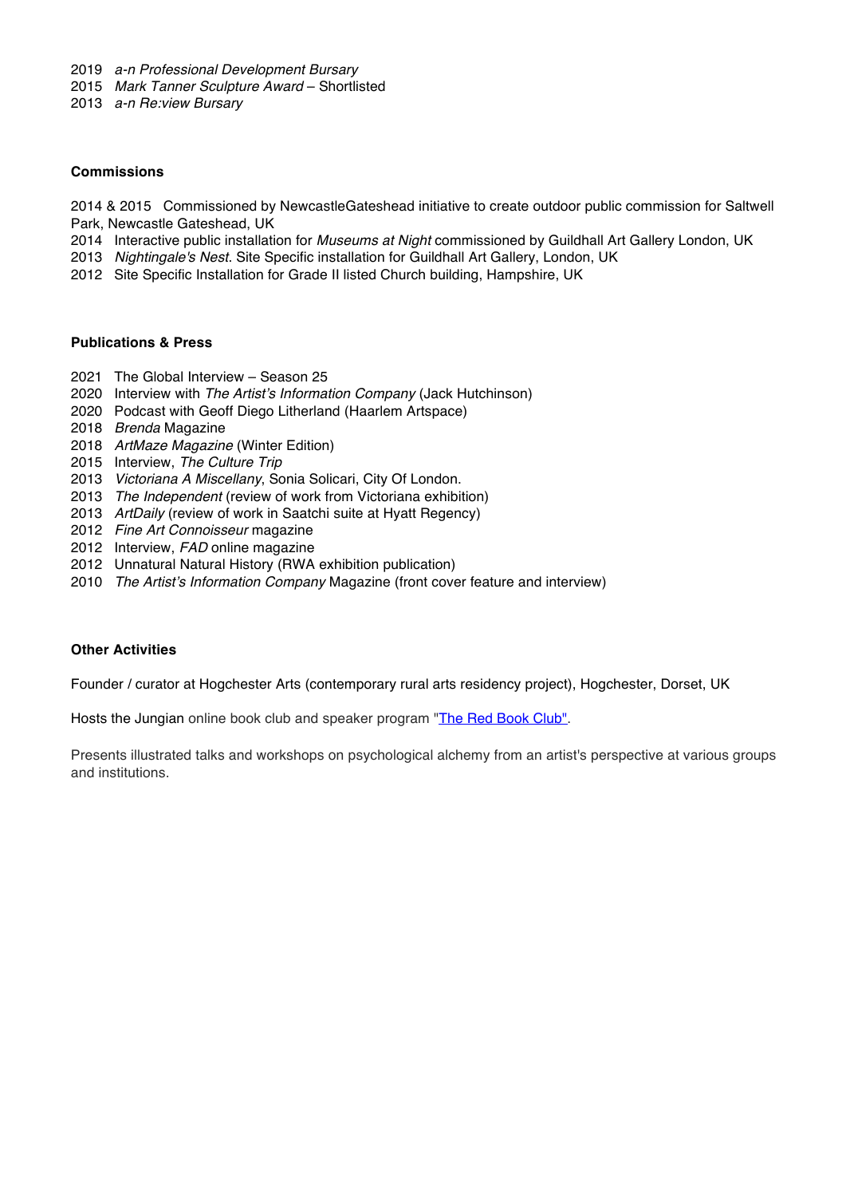2019 *a-n Professional Development Bursary*
2015 *Mark Tanner Sculpture Award* – Shortlisted
2013 *a-n Re:view Bursary*

**Commissions**

2014 & 2015 Commissioned by NewcastleGateshead initiative to create outdoor public commission for Saltwell Park, Newcastle Gateshead, UK
2014 Interactive public installation for *Museums at Night* commissioned by Guildhall Art Gallery London, UK
2013 *Nightingale's Nest*. Site Specific installation for Guildhall Art Gallery, London, UK
2012 Site Specific Installation for Grade II listed Church building, Hampshire, UK

**Publications & Press**

2021 The Global Interview – Season 25
2020 Interview with *The Artist's Information Company* (Jack Hutchinson)
2020 Podcast with Geoff Diego Litherland (Haarlem Artspace)
2018 *Brenda* Magazine
2018 *ArtMaze Magazine* (Winter Edition)
2015 Interview, *The Culture Trip*
2013 *Victoriana A Miscellany*, Sonia Solicari, City Of London.
2013 *The Independent* (review of work from Victoriana exhibition)
2013 *ArtDaily* (review of work in Saatchi suite at Hyatt Regency)
2012 *Fine Art Connoisseur* magazine
2012 Interview, *FAD* online magazine
2012 Unnatural Natural History (RWA exhibition publication)
2010 *The Artist's Information Company* Magazine (front cover feature and interview)

**Other Activities**

Founder / curator at Hogchester Arts (contemporary rural arts residency project), Hogchester, Dorset, UK

Hosts the Jungian online book club and speaker program "The Red Book Club".

Presents illustrated talks and workshops on psychological alchemy from an artist's perspective at various groups and institutions.